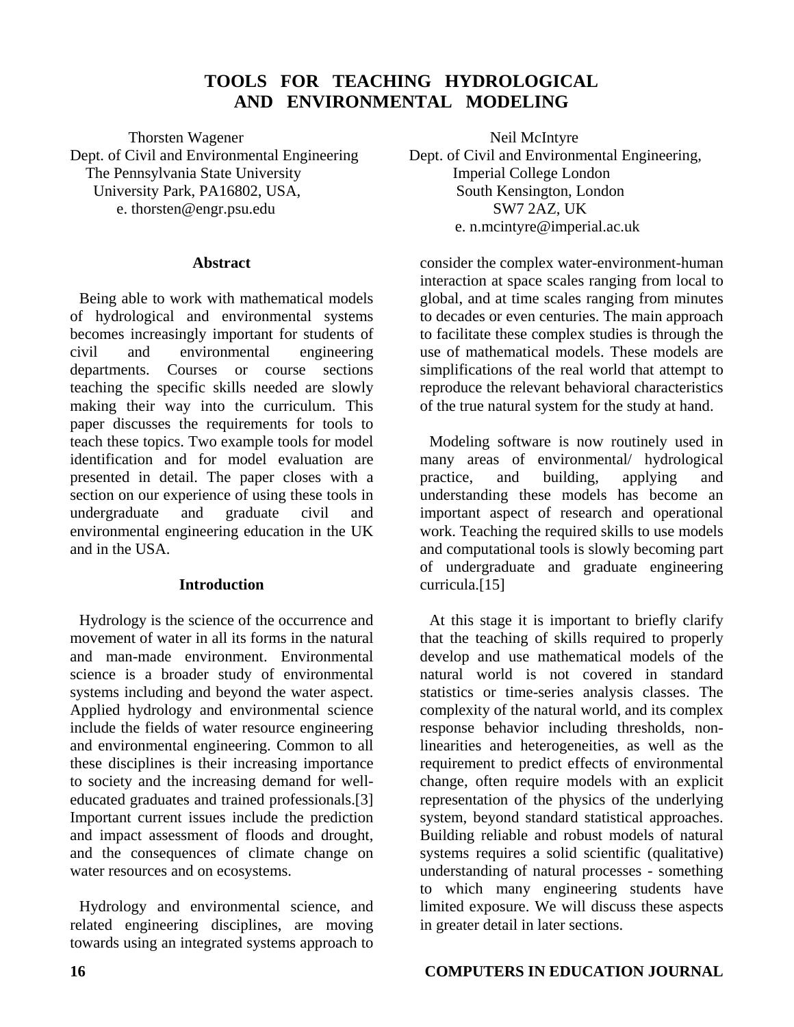# TOOLS FOR TEACHING HYDROLOGICAL AND ENVIRONMENTAL MODELING

Thorsten Wagener
Dept. of Civil and Environmental Engineering
The Pennsylvania State University
University Park, PA16802, USA,
e. thorsten@engr.psu.edu

Neil McIntyre
Dept. of Civil and Environmental Engineering,
Imperial College London
South Kensington, London
SW7 2AZ, UK
e. n.mcintyre@imperial.ac.uk

## Abstract

Being able to work with mathematical models of hydrological and environmental systems becomes increasingly important for students of civil and environmental engineering departments. Courses or course sections teaching the specific skills needed are slowly making their way into the curriculum. This paper discusses the requirements for tools to teach these topics. Two example tools for model identification and for model evaluation are presented in detail. The paper closes with a section on our experience of using these tools in undergraduate and graduate civil and environmental engineering education in the UK and in the USA.

## Introduction

Hydrology is the science of the occurrence and movement of water in all its forms in the natural and man-made environment. Environmental science is a broader study of environmental systems including and beyond the water aspect. Applied hydrology and environmental science include the fields of water resource engineering and environmental engineering. Common to all these disciplines is their increasing importance to society and the increasing demand for well-educated graduates and trained professionals.[3] Important current issues include the prediction and impact assessment of floods and drought, and the consequences of climate change on water resources and on ecosystems.

Hydrology and environmental science, and related engineering disciplines, are moving towards using an integrated systems approach to consider the complex water-environment-human interaction at space scales ranging from local to global, and at time scales ranging from minutes to decades or even centuries. The main approach to facilitate these complex studies is through the use of mathematical models. These models are simplifications of the real world that attempt to reproduce the relevant behavioral characteristics of the true natural system for the study at hand.

Modeling software is now routinely used in many areas of environmental/ hydrological practice, and building, applying and understanding these models has become an important aspect of research and operational work. Teaching the required skills to use models and computational tools is slowly becoming part of undergraduate and graduate engineering curricula.[15]

At this stage it is important to briefly clarify that the teaching of skills required to properly develop and use mathematical models of the natural world is not covered in standard statistics or time-series analysis classes. The complexity of the natural world, and its complex response behavior including thresholds, non-linearities and heterogeneities, as well as the requirement to predict effects of environmental change, often require models with an explicit representation of the physics of the underlying system, beyond standard statistical approaches. Building reliable and robust models of natural systems requires a solid scientific (qualitative) understanding of natural processes - something to which many engineering students have limited exposure. We will discuss these aspects in greater detail in later sections.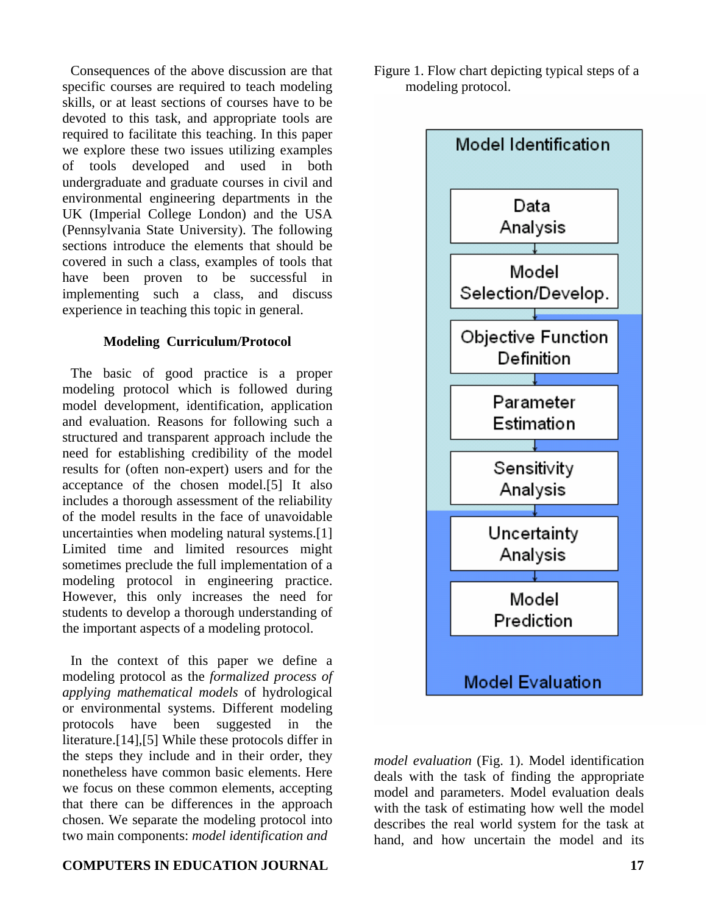Consequences of the above discussion are that specific courses are required to teach modeling skills, or at least sections of courses have to be devoted to this task, and appropriate tools are required to facilitate this teaching. In this paper we explore these two issues utilizing examples of tools developed and used in both undergraduate and graduate courses in civil and environmental engineering departments in the UK (Imperial College London) and the USA (Pennsylvania State University). The following sections introduce the elements that should be covered in such a class, examples of tools that have been proven to be successful in implementing such a class, and discuss experience in teaching this topic in general.

## Modeling Curriculum/Protocol

The basic of good practice is a proper modeling protocol which is followed during model development, identification, application and evaluation. Reasons for following such a structured and transparent approach include the need for establishing credibility of the model results for (often non-expert) users and for the acceptance of the chosen model.[5] It also includes a thorough assessment of the reliability of the model results in the face of unavoidable uncertainties when modeling natural systems.[1] Limited time and limited resources might sometimes preclude the full implementation of a modeling protocol in engineering practice. However, this only increases the need for students to develop a thorough understanding of the important aspects of a modeling protocol.

In the context of this paper we define a modeling protocol as the *formalized process of applying mathematical models* of hydrological or environmental systems. Different modeling protocols have been suggested in the literature.[14],[5] While these protocols differ in the steps they include and in their order, they nonetheless have common basic elements. Here we focus on these common elements, accepting that there can be differences in the approach chosen. We separate the modeling protocol into two main components: *model identification and*

Figure 1. Flow chart depicting typical steps of a modeling protocol.

Model Identification
- Data Analysis
- Model Selection/Develop.
- Objective Function Definition
- Parameter Estimation
- Sensitivity Analysis
- Uncertainty Analysis
- Model Prediction

Model Evaluation

*model evaluation* (Fig. 1). Model identification deals with the task of finding the appropriate model and parameters. Model evaluation deals with the task of estimating how well the model describes the real world system for the task at hand, and how uncertain the model and its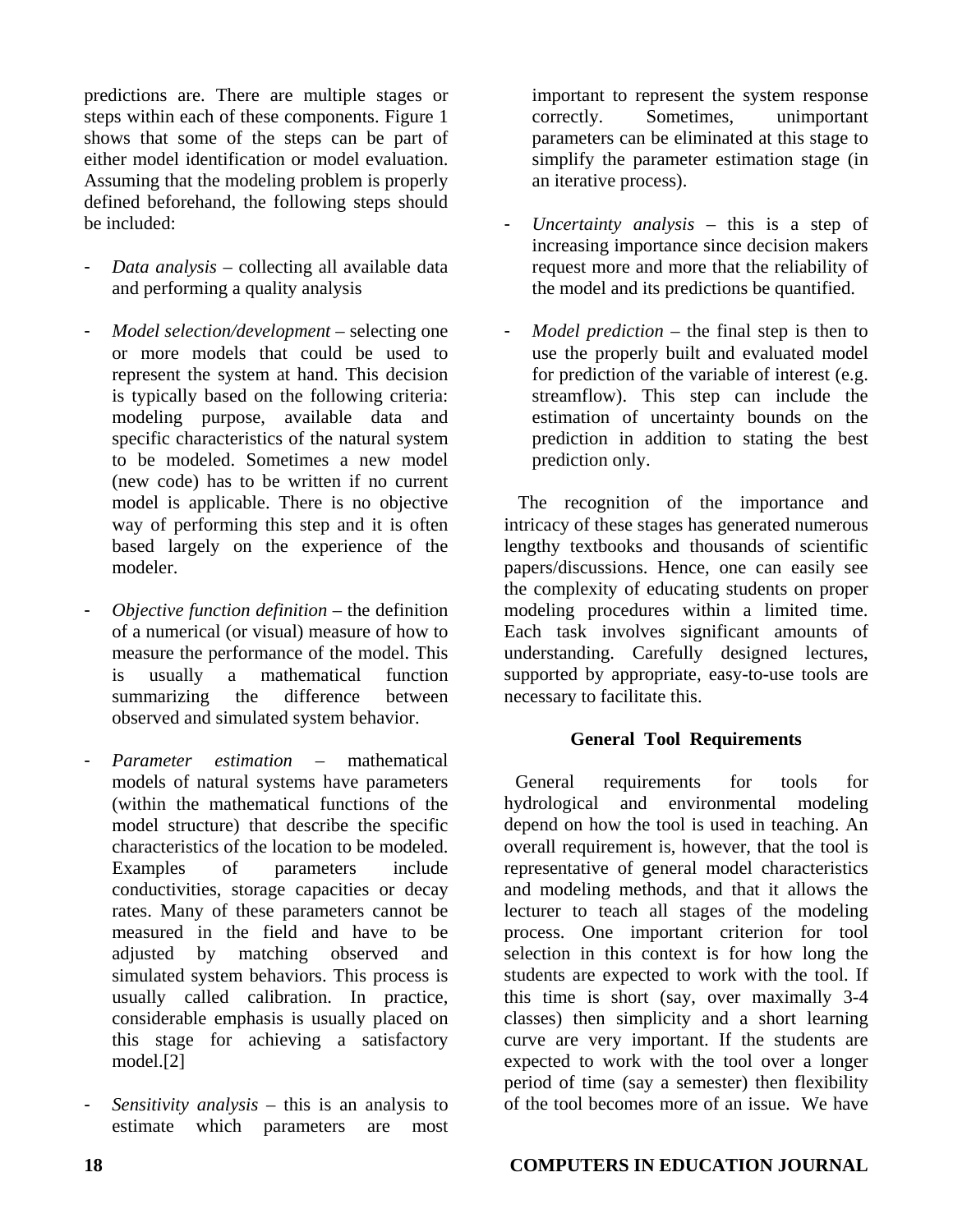predictions are. There are multiple stages or steps within each of these components. Figure 1 shows that some of the steps can be part of either model identification or model evaluation. Assuming that the modeling problem is properly defined beforehand, the following steps should be included:

- *Data analysis* – collecting all available data and performing a quality analysis

- *Model selection/development* – selecting one or more models that could be used to represent the system at hand. This decision is typically based on the following criteria: modeling purpose, available data and specific characteristics of the natural system to be modeled. Sometimes a new model (new code) has to be written if no current model is applicable. There is no objective way of performing this step and it is often based largely on the experience of the modeler.

- *Objective function definition* – the definition of a numerical (or visual) measure of how to measure the performance of the model. This is usually a mathematical function summarizing the difference between observed and simulated system behavior.

- *Parameter estimation* – mathematical models of natural systems have parameters (within the mathematical functions of the model structure) that describe the specific characteristics of the location to be modeled. Examples of parameters include conductivities, storage capacities or decay rates. Many of these parameters cannot be measured in the field and have to be adjusted by matching observed and simulated system behaviors. This process is usually called calibration. In practice, considerable emphasis is usually placed on this stage for achieving a satisfactory model.[2]

- *Sensitivity analysis* – this is an analysis to estimate which parameters are most important to represent the system response correctly. Sometimes, unimportant parameters can be eliminated at this stage to simplify the parameter estimation stage (in an iterative process).

- *Uncertainty analysis* – this is a step of increasing importance since decision makers request more and more that the reliability of the model and its predictions be quantified.

- *Model prediction* – the final step is then to use the properly built and evaluated model for prediction of the variable of interest (e.g. streamflow). This step can include the estimation of uncertainty bounds on the prediction in addition to stating the best prediction only.

The recognition of the importance and intricacy of these stages has generated numerous lengthy textbooks and thousands of scientific papers/discussions. Hence, one can easily see the complexity of educating students on proper modeling procedures within a limited time. Each task involves significant amounts of understanding. Carefully designed lectures, supported by appropriate, easy-to-use tools are necessary to facilitate this.

## General Tool Requirements

General requirements for tools for hydrological and environmental modeling depend on how the tool is used in teaching. An overall requirement is, however, that the tool is representative of general model characteristics and modeling methods, and that it allows the lecturer to teach all stages of the modeling process. One important criterion for tool selection in this context is for how long the students are expected to work with the tool. If this time is short (say, over maximally 3-4 classes) then simplicity and a short learning curve are very important. If the students are expected to work with the tool over a longer period of time (say a semester) then flexibility of the tool becomes more of an issue. We have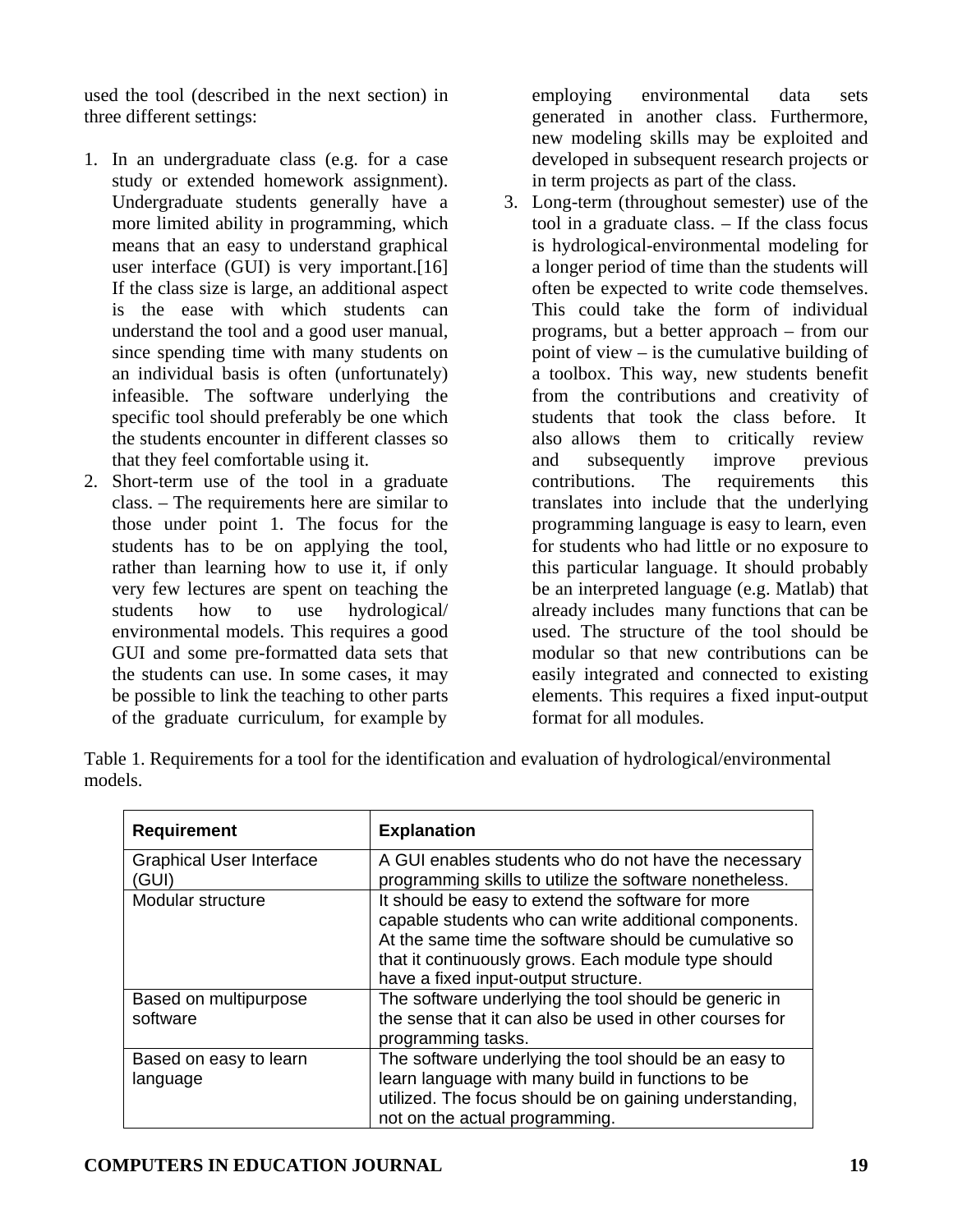used the tool (described in the next section) in three different settings:

1. In an undergraduate class (e.g. for a case study or extended homework assignment). Undergraduate students generally have a more limited ability in programming, which means that an easy to understand graphical user interface (GUI) is very important.[16] If the class size is large, an additional aspect is the ease with which students can understand the tool and a good user manual, since spending time with many students on an individual basis is often (unfortunately) infeasible. The software underlying the specific tool should preferably be one which the students encounter in different classes so that they feel comfortable using it.
2. Short-term use of the tool in a graduate class. – The requirements here are similar to those under point 1. The focus for the students has to be on applying the tool, rather than learning how to use it, if only very few lectures are spent on teaching the students how to use hydrological/ environmental models. This requires a good GUI and some pre-formatted data sets that the students can use. In some cases, it may be possible to link the teaching to other parts of the graduate curriculum, for example by employing environmental data sets generated in another class. Furthermore, new modeling skills may be exploited and developed in subsequent research projects or in term projects as part of the class.
3. Long-term (throughout semester) use of the tool in a graduate class. – If the class focus is hydrological-environmental modeling for a longer period of time than the students will often be expected to write code themselves. This could take the form of individual programs, but a better approach – from our point of view – is the cumulative building of a toolbox. This way, new students benefit from the contributions and creativity of students that took the class before. It also allows them to critically review and subsequently improve previous contributions. The requirements this translates into include that the underlying programming language is easy to learn, even for students who had little or no exposure to this particular language. It should probably be an interpreted language (e.g. Matlab) that already includes many functions that can be used. The structure of the tool should be modular so that new contributions can be easily integrated and connected to existing elements. This requires a fixed input-output format for all modules.

Table 1. Requirements for a tool for the identification and evaluation of hydrological/environmental models.

| **Requirement** | **Explanation** |
|---|---|
| Graphical User Interface (GUI) | A GUI enables students who do not have the necessary programming skills to utilize the software nonetheless. |
| Modular structure | It should be easy to extend the software for more capable students who can write additional components. At the same time the software should be cumulative so that it continuously grows. Each module type should have a fixed input-output structure. |
| Based on multipurpose software | The software underlying the tool should be generic in the sense that it can also be used in other courses for programming tasks. |
| Based on easy to learn language | The software underlying the tool should be an easy to learn language with many build in functions to be utilized. The focus should be on gaining understanding, not on the actual programming. |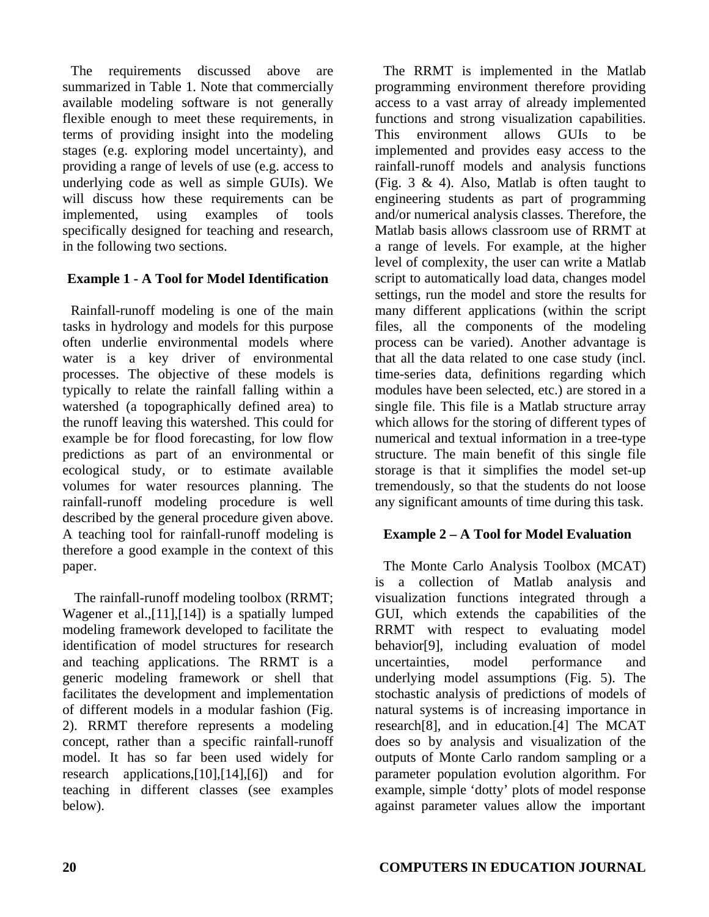The requirements discussed above are summarized in Table 1. Note that commercially available modeling software is not generally flexible enough to meet these requirements, in terms of providing insight into the modeling stages (e.g. exploring model uncertainty), and providing a range of levels of use (e.g. access to underlying code as well as simple GUIs). We will discuss how these requirements can be implemented, using examples of tools specifically designed for teaching and research, in the following two sections.

## Example 1 - A Tool for Model Identification

Rainfall-runoff modeling is one of the main tasks in hydrology and models for this purpose often underlie environmental models where water is a key driver of environmental processes. The objective of these models is typically to relate the rainfall falling within a watershed (a topographically defined area) to the runoff leaving this watershed. This could for example be for flood forecasting, for low flow predictions as part of an environmental or ecological study, or to estimate available volumes for water resources planning. The rainfall-runoff modeling procedure is well described by the general procedure given above. A teaching tool for rainfall-runoff modeling is therefore a good example in the context of this paper.

The rainfall-runoff modeling toolbox (RRMT; Wagener et al.,[11],[14]) is a spatially lumped modeling framework developed to facilitate the identification of model structures for research and teaching applications. The RRMT is a generic modeling framework or shell that facilitates the development and implementation of different models in a modular fashion (Fig. 2). RRMT therefore represents a modeling concept, rather than a specific rainfall-runoff model. It has so far been used widely for research applications,[10],[14],[6]) and for teaching in different classes (see examples below).

The RRMT is implemented in the Matlab programming environment therefore providing access to a vast array of already implemented functions and strong visualization capabilities. This environment allows GUIs to be implemented and provides easy access to the rainfall-runoff models and analysis functions (Fig. 3 & 4). Also, Matlab is often taught to engineering students as part of programming and/or numerical analysis classes. Therefore, the Matlab basis allows classroom use of RRMT at a range of levels. For example, at the higher level of complexity, the user can write a Matlab script to automatically load data, changes model settings, run the model and store the results for many different applications (within the script files, all the components of the modeling process can be varied). Another advantage is that all the data related to one case study (incl. time-series data, definitions regarding which modules have been selected, etc.) are stored in a single file. This file is a Matlab structure array which allows for the storing of different types of numerical and textual information in a tree-type structure. The main benefit of this single file storage is that it simplifies the model set-up tremendously, so that the students do not loose any significant amounts of time during this task.

## Example 2 – A Tool for Model Evaluation

The Monte Carlo Analysis Toolbox (MCAT) is a collection of Matlab analysis and visualization functions integrated through a GUI, which extends the capabilities of the RRMT with respect to evaluating model behavior[9], including evaluation of model uncertainties, model performance and underlying model assumptions (Fig. 5). The stochastic analysis of predictions of models of natural systems is of increasing importance in research[8], and in education.[4] The MCAT does so by analysis and visualization of the outputs of Monte Carlo random sampling or a parameter population evolution algorithm. For example, simple 'dotty' plots of model response against parameter values allow the important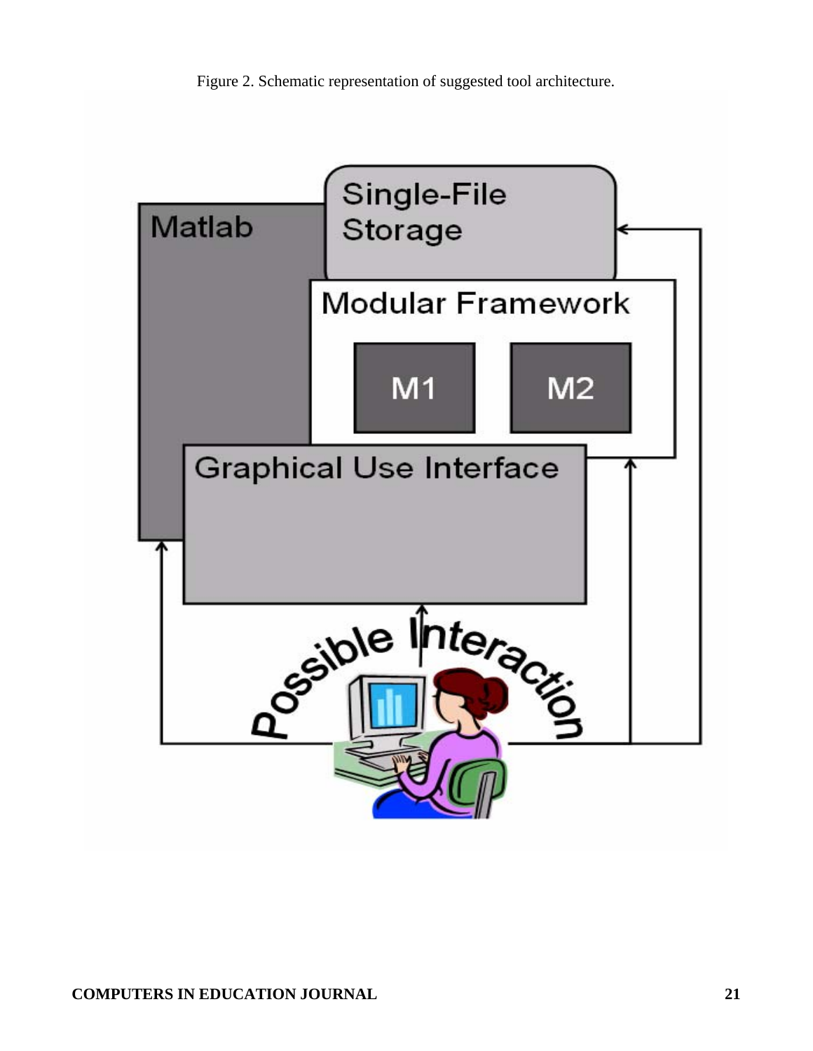Figure 2. Schematic representation of suggested tool architecture.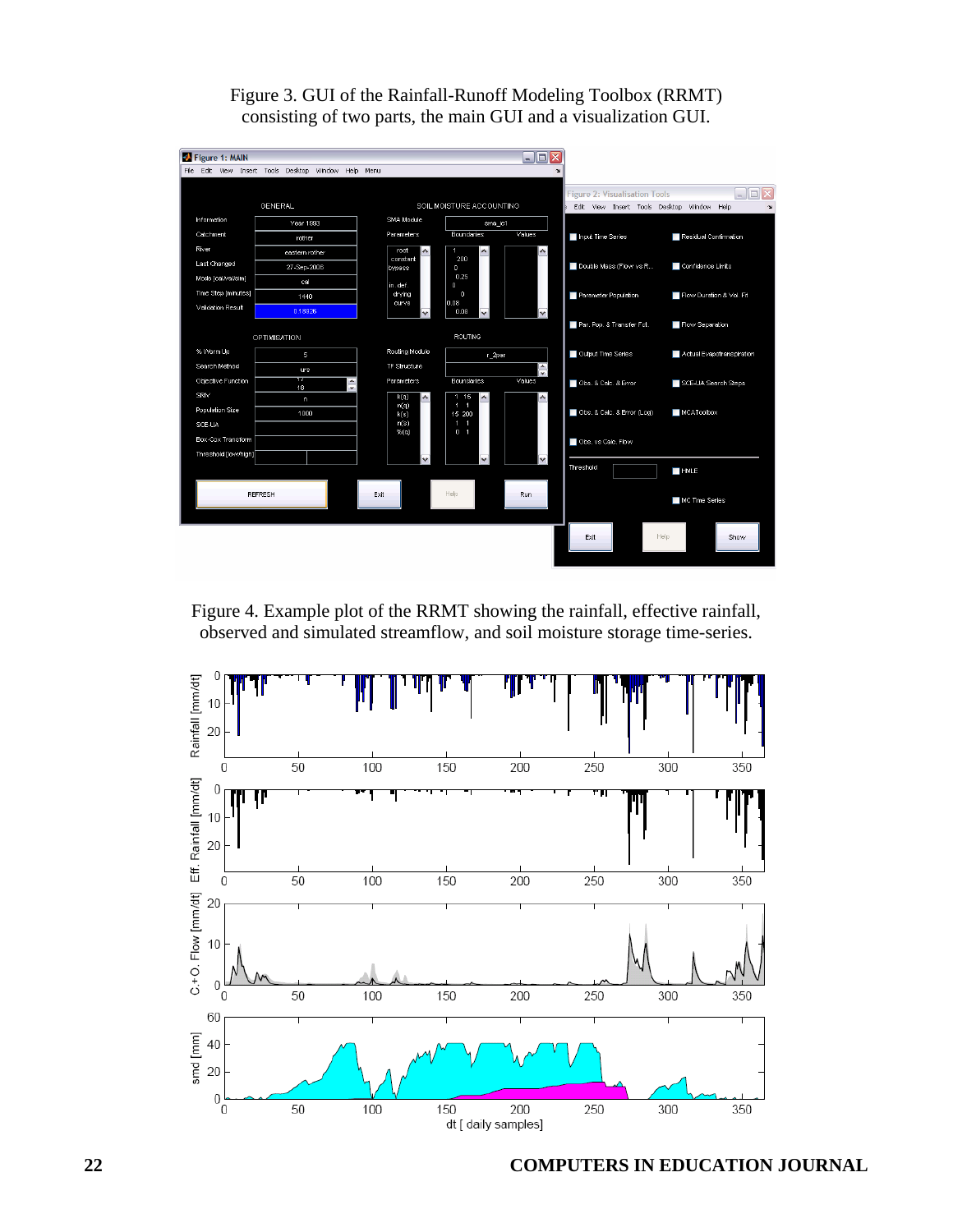Figure 3. GUI of the Rainfall-Runoff Modeling Toolbox (RRMT) consisting of two parts, the main GUI and a visualization GUI.

Figure 4. Example plot of the RRMT showing the rainfall, effective rainfall, observed and simulated streamflow, and soil moisture storage time-series.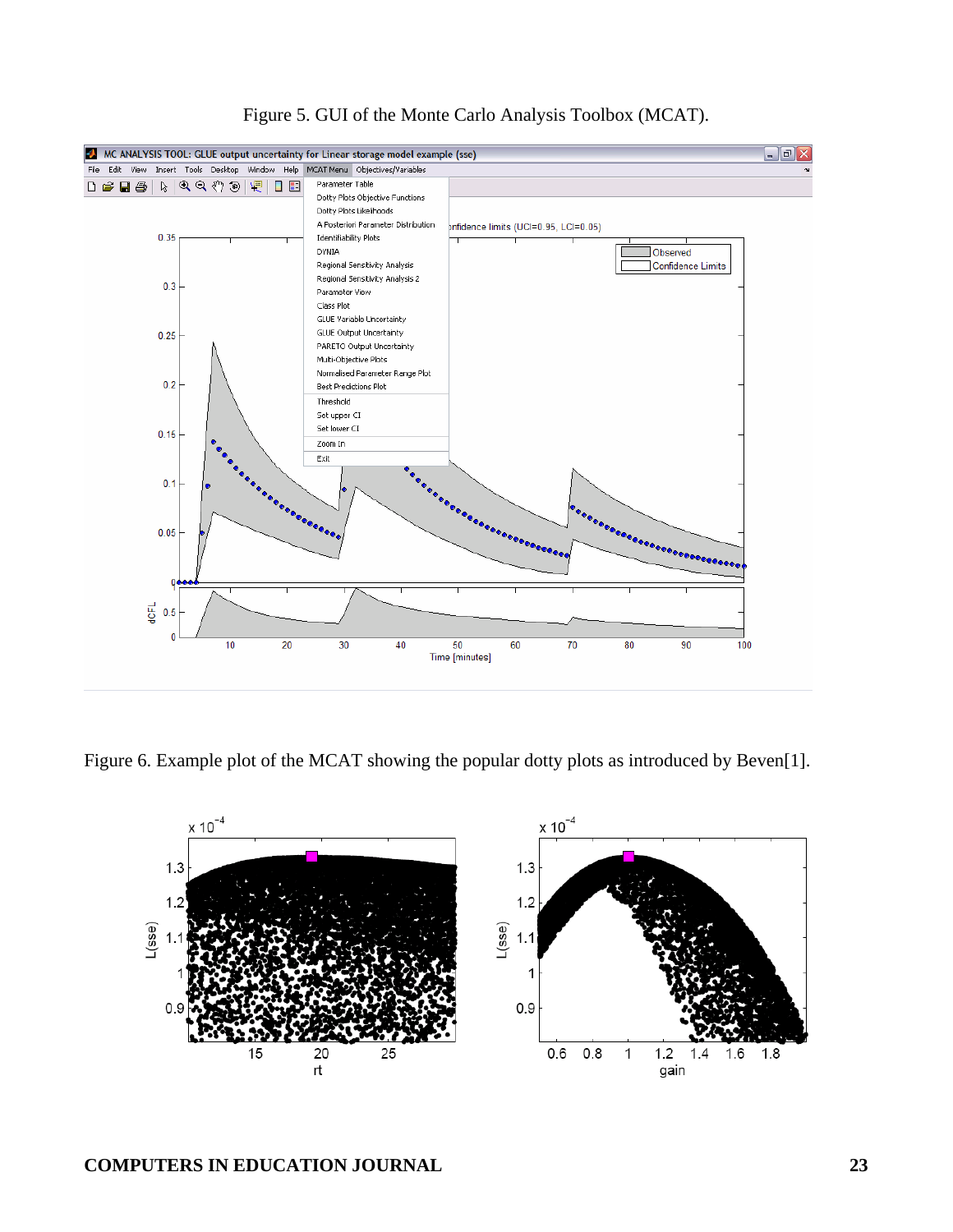Figure 5. GUI of the Monte Carlo Analysis Toolbox (MCAT).

Figure 6. Example plot of the MCAT showing the popular dotty plots as introduced by Beven[1].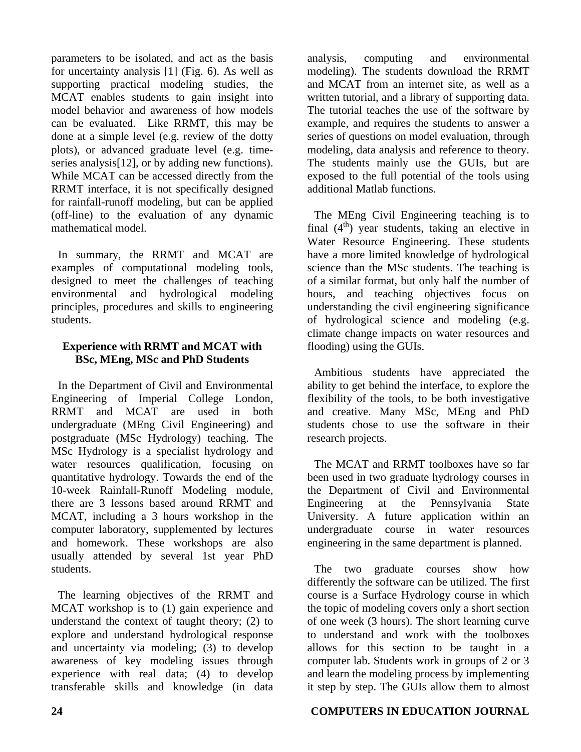parameters to be isolated, and act as the basis for uncertainty analysis [1] (Fig. 6). As well as supporting practical modeling studies, the MCAT enables students to gain insight into model behavior and awareness of how models can be evaluated. Like RRMT, this may be done at a simple level (e.g. review of the dotty plots), or advanced graduate level (e.g. time-series analysis[12], or by adding new functions). While MCAT can be accessed directly from the RRMT interface, it is not specifically designed for rainfall-runoff modeling, but can be applied (off-line) to the evaluation of any dynamic mathematical model.

In summary, the RRMT and MCAT are examples of computational modeling tools, designed to meet the challenges of teaching environmental and hydrological modeling principles, procedures and skills to engineering students.

### Experience with RRMT and MCAT with BSc, MEng, MSc and PhD Students

In the Department of Civil and Environmental Engineering of Imperial College London, RRMT and MCAT are used in both undergraduate (MEng Civil Engineering) and postgraduate (MSc Hydrology) teaching. The MSc Hydrology is a specialist hydrology and water resources qualification, focusing on quantitative hydrology. Towards the end of the 10-week Rainfall-Runoff Modeling module, there are 3 lessons based around RRMT and MCAT, including a 3 hours workshop in the computer laboratory, supplemented by lectures and homework. These workshops are also usually attended by several 1st year PhD students.

The learning objectives of the RRMT and MCAT workshop is to (1) gain experience and understand the context of taught theory; (2) to explore and understand hydrological response and uncertainty via modeling; (3) to develop awareness of key modeling issues through experience with real data; (4) to develop transferable skills and knowledge (in data analysis, computing and environmental modeling). The students download the RRMT and MCAT from an internet site, as well as a written tutorial, and a library of supporting data. The tutorial teaches the use of the software by example, and requires the students to answer a series of questions on model evaluation, through modeling, data analysis and reference to theory. The students mainly use the GUIs, but are exposed to the full potential of the tools using additional Matlab functions.

The MEng Civil Engineering teaching is to final ($4^{th}$) year students, taking an elective in Water Resource Engineering. These students have a more limited knowledge of hydrological science than the MSc students. The teaching is of a similar format, but only half the number of hours, and teaching objectives focus on understanding the civil engineering significance of hydrological science and modeling (e.g. climate change impacts on water resources and flooding) using the GUIs.

Ambitious students have appreciated the ability to get behind the interface, to explore the flexibility of the tools, to be both investigative and creative. Many MSc, MEng and PhD students chose to use the software in their research projects.

The MCAT and RRMT toolboxes have so far been used in two graduate hydrology courses in the Department of Civil and Environmental Engineering at the Pennsylvania State University. A future application within an undergraduate course in water resources engineering in the same department is planned.

The two graduate courses show how differently the software can be utilized. The first course is a Surface Hydrology course in which the topic of modeling covers only a short section of one week (3 hours). The short learning curve to understand and work with the toolboxes allows for this section to be taught in a computer lab. Students work in groups of 2 or 3 and learn the modeling process by implementing it step by step. The GUIs allow them to almost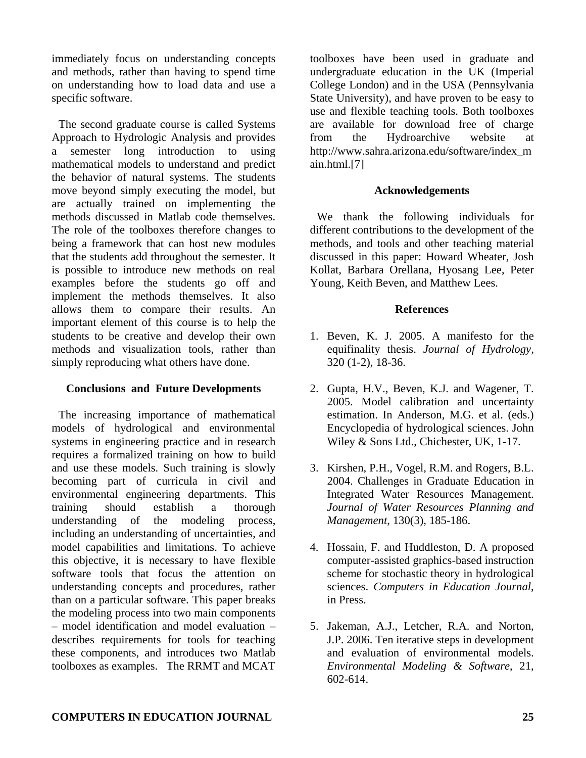immediately focus on understanding concepts and methods, rather than having to spend time on understanding how to load data and use a specific software.

The second graduate course is called Systems Approach to Hydrologic Analysis and provides a semester long introduction to using mathematical models to understand and predict the behavior of natural systems. The students move beyond simply executing the model, but are actually trained on implementing the methods discussed in Matlab code themselves. The role of the toolboxes therefore changes to being a framework that can host new modules that the students add throughout the semester. It is possible to introduce new methods on real examples before the students go off and implement the methods themselves. It also allows them to compare their results. An important element of this course is to help the students to be creative and develop their own methods and visualization tools, rather than simply reproducing what others have done.

## Conclusions and Future Developments

The increasing importance of mathematical models of hydrological and environmental systems in engineering practice and in research requires a formalized training on how to build and use these models. Such training is slowly becoming part of curricula in civil and environmental engineering departments. This training should establish a thorough understanding of the modeling process, including an understanding of uncertainties, and model capabilities and limitations. To achieve this objective, it is necessary to have flexible software tools that focus the attention on understanding concepts and procedures, rather than on a particular software. This paper breaks the modeling process into two main components – model identification and model evaluation – describes requirements for tools for teaching these components, and introduces two Matlab toolboxes as examples. The RRMT and MCAT toolboxes have been used in graduate and undergraduate education in the UK (Imperial College London) and in the USA (Pennsylvania State University), and have proven to be easy to use and flexible teaching tools. Both toolboxes are available for download free of charge from the Hydroarchive website at http://www.sahra.arizona.edu/software/index_main.html.[7]

## Acknowledgements

We thank the following individuals for different contributions to the development of the methods, and tools and other teaching material discussed in this paper: Howard Wheater, Josh Kollat, Barbara Orellana, Hyosang Lee, Peter Young, Keith Beven, and Matthew Lees.

## References

1. Beven, K. J. 2005. A manifesto for the equifinality thesis. *Journal of Hydrology*, 320 (1-2), 18-36.

2. Gupta, H.V., Beven, K.J. and Wagener, T. 2005. Model calibration and uncertainty estimation. In Anderson, M.G. et al. (eds.) Encyclopedia of hydrological sciences. John Wiley & Sons Ltd., Chichester, UK, 1-17.

3. Kirshen, P.H., Vogel, R.M. and Rogers, B.L. 2004. Challenges in Graduate Education in Integrated Water Resources Management. *Journal of Water Resources Planning and Management*, 130(3), 185-186.

4. Hossain, F. and Huddleston, D. A proposed computer-assisted graphics-based instruction scheme for stochastic theory in hydrological sciences. *Computers in Education Journal*, in Press.

5. Jakeman, A.J., Letcher, R.A. and Norton, J.P. 2006. Ten iterative steps in development and evaluation of environmental models. *Environmental Modeling & Software*, 21, 602-614.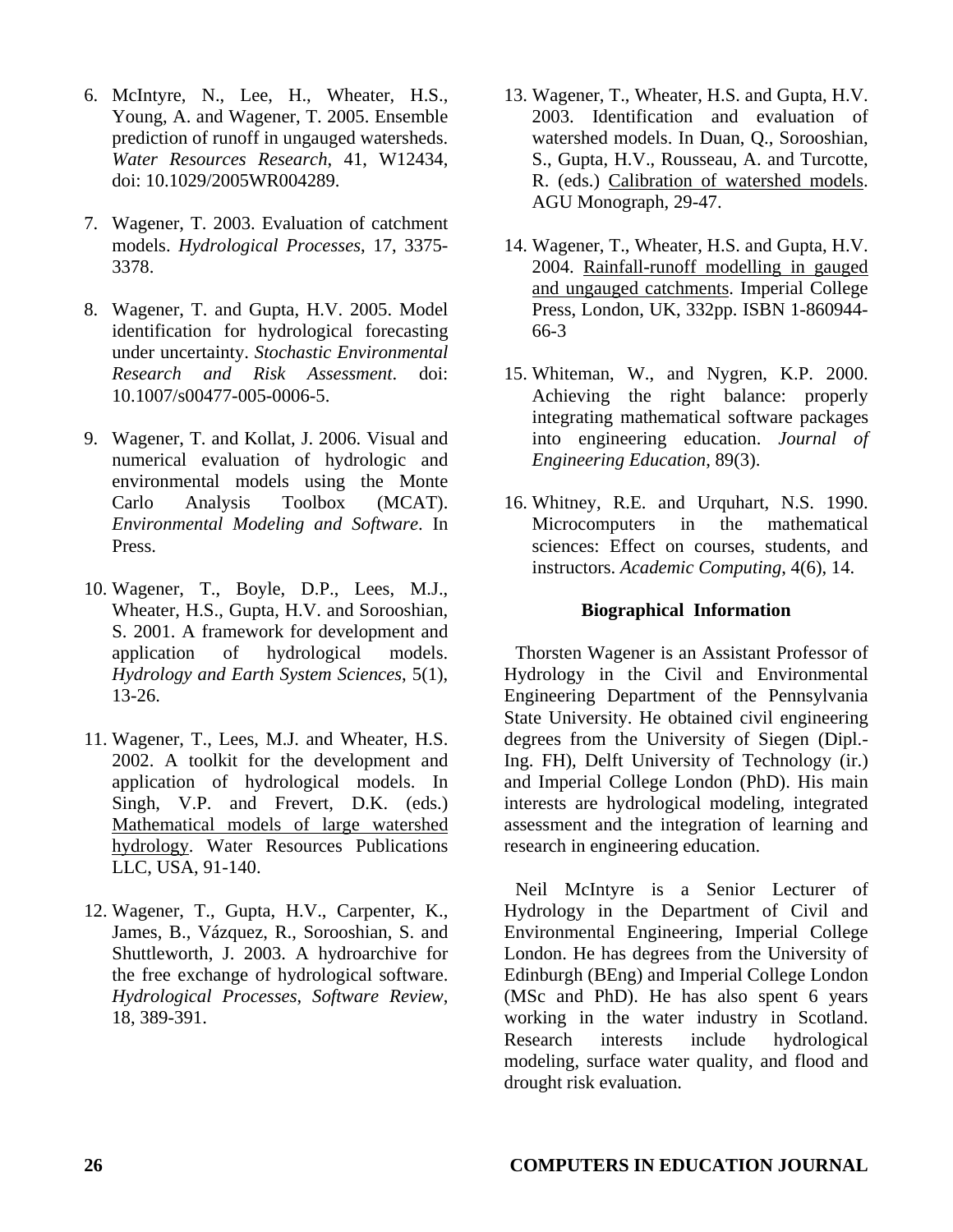6. McIntyre, N., Lee, H., Wheater, H.S., Young, A. and Wagener, T. 2005. Ensemble prediction of runoff in ungauged watersheds. *Water Resources Research*, 41, W12434, doi: 10.1029/2005WR004289.

7. Wagener, T. 2003. Evaluation of catchment models. *Hydrological Processes*, 17, 3375-3378.

8. Wagener, T. and Gupta, H.V. 2005. Model identification for hydrological forecasting under uncertainty. *Stochastic Environmental Research and Risk Assessment*. doi: 10.1007/s00477-005-0006-5.

9. Wagener, T. and Kollat, J. 2006. Visual and numerical evaluation of hydrologic and environmental models using the Monte Carlo Analysis Toolbox (MCAT). *Environmental Modeling and Software*. In Press.

10. Wagener, T., Boyle, D.P., Lees, M.J., Wheater, H.S., Gupta, H.V. and Sorooshian, S. 2001. A framework for development and application of hydrological models. *Hydrology and Earth System Sciences*, 5(1), 13-26.

11. Wagener, T., Lees, M.J. and Wheater, H.S. 2002. A toolkit for the development and application of hydrological models. In Singh, V.P. and Frevert, D.K. (eds.) Mathematical models of large watershed hydrology. Water Resources Publications LLC, USA, 91-140.

12. Wagener, T., Gupta, H.V., Carpenter, K., James, B., Vázquez, R., Sorooshian, S. and Shuttleworth, J. 2003. A hydroarchive for the free exchange of hydrological software. *Hydrological Processes*, *Software Review*, 18, 389-391.

13. Wagener, T., Wheater, H.S. and Gupta, H.V. 2003. Identification and evaluation of watershed models. In Duan, Q., Sorooshian, S., Gupta, H.V., Rousseau, A. and Turcotte, R. (eds.) Calibration of watershed models. AGU Monograph, 29-47.

14. Wagener, T., Wheater, H.S. and Gupta, H.V. 2004. Rainfall-runoff modelling in gauged and ungauged catchments. Imperial College Press, London, UK, 332pp. ISBN 1-860944-66-3

15. Whiteman, W., and Nygren, K.P. 2000. Achieving the right balance: properly integrating mathematical software packages into engineering education. *Journal of Engineering Education*, 89(3).

16. Whitney, R.E. and Urquhart, N.S. 1990. Microcomputers in the mathematical sciences: Effect on courses, students, and instructors. *Academic Computing*, 4(6), 14.

## Biographical Information

Thorsten Wagener is an Assistant Professor of Hydrology in the Civil and Environmental Engineering Department of the Pennsylvania State University. He obtained civil engineering degrees from the University of Siegen (Dipl.-Ing. FH), Delft University of Technology (ir.) and Imperial College London (PhD). His main interests are hydrological modeling, integrated assessment and the integration of learning and research in engineering education.

Neil McIntyre is a Senior Lecturer of Hydrology in the Department of Civil and Environmental Engineering, Imperial College London. He has degrees from the University of Edinburgh (BEng) and Imperial College London (MSc and PhD). He has also spent 6 years working in the water industry in Scotland. Research interests include hydrological modeling, surface water quality, and flood and drought risk evaluation.